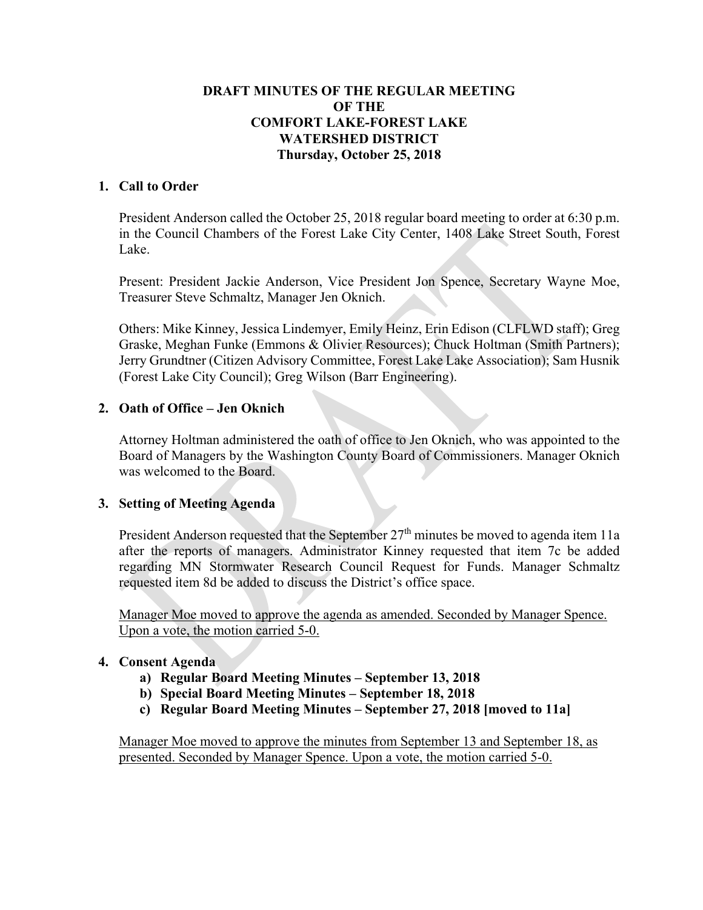# DRAFT MINUTES OF THE REGULAR MEETING OF THE COMFORT LAKE-FOREST LAKE WATERSHED DISTRICT
## Thursday, October 25, 2018

**1. Call to Order**

President Anderson called the October 25, 2018 regular board meeting to order at 6:30 p.m. in the Council Chambers of the Forest Lake City Center, 1408 Lake Street South, Forest Lake.

Present: President Jackie Anderson, Vice President Jon Spence, Secretary Wayne Moe, Treasurer Steve Schmaltz, Manager Jen Oknich.

Others: Mike Kinney, Jessica Lindemyer, Emily Heinz, Erin Edison (CLFLWD staff); Greg Graske, Meghan Funke (Emmons & Olivier Resources); Chuck Holtman (Smith Partners); Jerry Grundtner (Citizen Advisory Committee, Forest Lake Lake Association); Sam Husnik (Forest Lake City Council); Greg Wilson (Barr Engineering).

**2. Oath of Office – Jen Oknich**

Attorney Holtman administered the oath of office to Jen Oknich, who was appointed to the Board of Managers by the Washington County Board of Commissioners. Manager Oknich was welcomed to the Board.

**3. Setting of Meeting Agenda**

President Anderson requested that the September 27th minutes be moved to agenda item 11a after the reports of managers. Administrator Kinney requested that item 7c be added regarding MN Stormwater Research Council Request for Funds. Manager Schmaltz requested item 8d be added to discuss the District's office space.

Manager Moe moved to approve the agenda as amended. Seconded by Manager Spence. Upon a vote, the motion carried 5-0.

**4. Consent Agenda**

- **a) Regular Board Meeting Minutes – September 13, 2018**
- **b) Special Board Meeting Minutes – September 18, 2018**
- **c) Regular Board Meeting Minutes – September 27, 2018 [moved to 11a]**

Manager Moe moved to approve the minutes from September 13 and September 18, as presented. Seconded by Manager Spence. Upon a vote, the motion carried 5-0.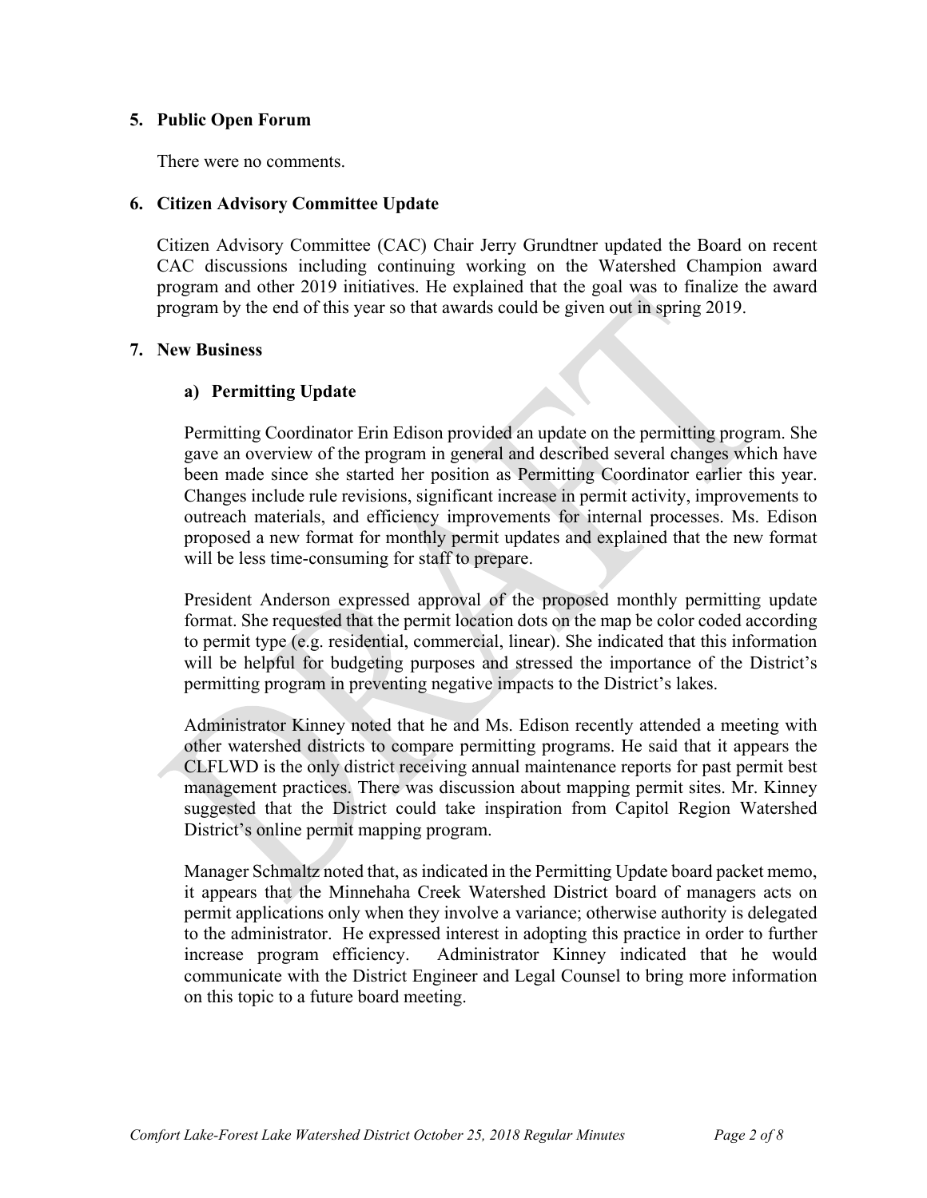## 5. Public Open Forum

There were no comments.

## 6. Citizen Advisory Committee Update

Citizen Advisory Committee (CAC) Chair Jerry Grundtner updated the Board on recent CAC discussions including continuing working on the Watershed Champion award program and other 2019 initiatives. He explained that the goal was to finalize the award program by the end of this year so that awards could be given out in spring 2019.

## 7. New Business

### a) Permitting Update

Permitting Coordinator Erin Edison provided an update on the permitting program. She gave an overview of the program in general and described several changes which have been made since she started her position as Permitting Coordinator earlier this year. Changes include rule revisions, significant increase in permit activity, improvements to outreach materials, and efficiency improvements for internal processes. Ms. Edison proposed a new format for monthly permit updates and explained that the new format will be less time-consuming for staff to prepare.

President Anderson expressed approval of the proposed monthly permitting update format. She requested that the permit location dots on the map be color coded according to permit type (e.g. residential, commercial, linear). She indicated that this information will be helpful for budgeting purposes and stressed the importance of the District's permitting program in preventing negative impacts to the District's lakes.

Administrator Kinney noted that he and Ms. Edison recently attended a meeting with other watershed districts to compare permitting programs. He said that it appears the CLFLWD is the only district receiving annual maintenance reports for past permit best management practices. There was discussion about mapping permit sites. Mr. Kinney suggested that the District could take inspiration from Capitol Region Watershed District's online permit mapping program.

Manager Schmaltz noted that, as indicated in the Permitting Update board packet memo, it appears that the Minnehaha Creek Watershed District board of managers acts on permit applications only when they involve a variance; otherwise authority is delegated to the administrator. He expressed interest in adopting this practice in order to further increase program efficiency. Administrator Kinney indicated that he would communicate with the District Engineer and Legal Counsel to bring more information on this topic to a future board meeting.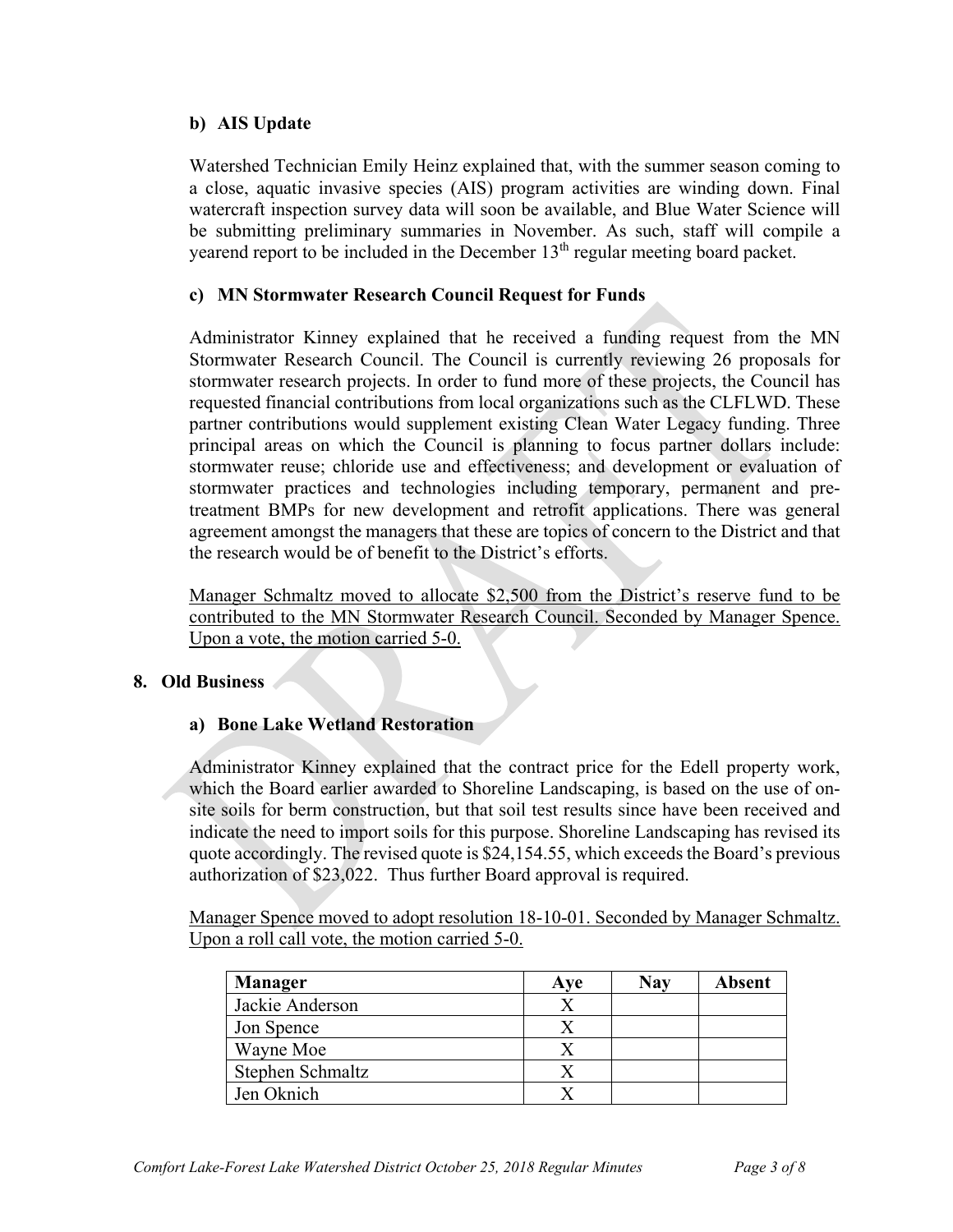### b) AIS Update

Watershed Technician Emily Heinz explained that, with the summer season coming to a close, aquatic invasive species (AIS) program activities are winding down. Final watercraft inspection survey data will soon be available, and Blue Water Science will be submitting preliminary summaries in November. As such, staff will compile a yearend report to be included in the December 13th regular meeting board packet.

### c) MN Stormwater Research Council Request for Funds

Administrator Kinney explained that he received a funding request from the MN Stormwater Research Council. The Council is currently reviewing 26 proposals for stormwater research projects. In order to fund more of these projects, the Council has requested financial contributions from local organizations such as the CLFLWD. These partner contributions would supplement existing Clean Water Legacy funding. Three principal areas on which the Council is planning to focus partner dollars include: stormwater reuse; chloride use and effectiveness; and development or evaluation of stormwater practices and technologies including temporary, permanent and pre-treatment BMPs for new development and retrofit applications. There was general agreement amongst the managers that these are topics of concern to the District and that the research would be of benefit to the District's efforts.

<u>Manager Schmaltz moved to allocate $2,500 from the District's reserve fund to be contributed to the MN Stormwater Research Council. Seconded by Manager Spence. Upon a vote, the motion carried 5-0.</u>

## 8. Old Business

### a) Bone Lake Wetland Restoration

Administrator Kinney explained that the contract price for the Edell property work, which the Board earlier awarded to Shoreline Landscaping, is based on the use of on-site soils for berm construction, but that soil test results since have been received and indicate the need to import soils for this purpose. Shoreline Landscaping has revised its quote accordingly. The revised quote is $24,154.55, which exceeds the Board's previous authorization of $23,022. Thus further Board approval is required.

<u>Manager Spence moved to adopt resolution 18-10-01. Seconded by Manager Schmaltz. Upon a roll call vote, the motion carried 5-0.</u>

| Manager | Aye | Nay | Absent |
|---|---|---|---|
| Jackie Anderson | X | | |
| Jon Spence | X | | |
| Wayne Moe | X | | |
| Stephen Schmaltz | X | | |
| Jen Oknich | X | | |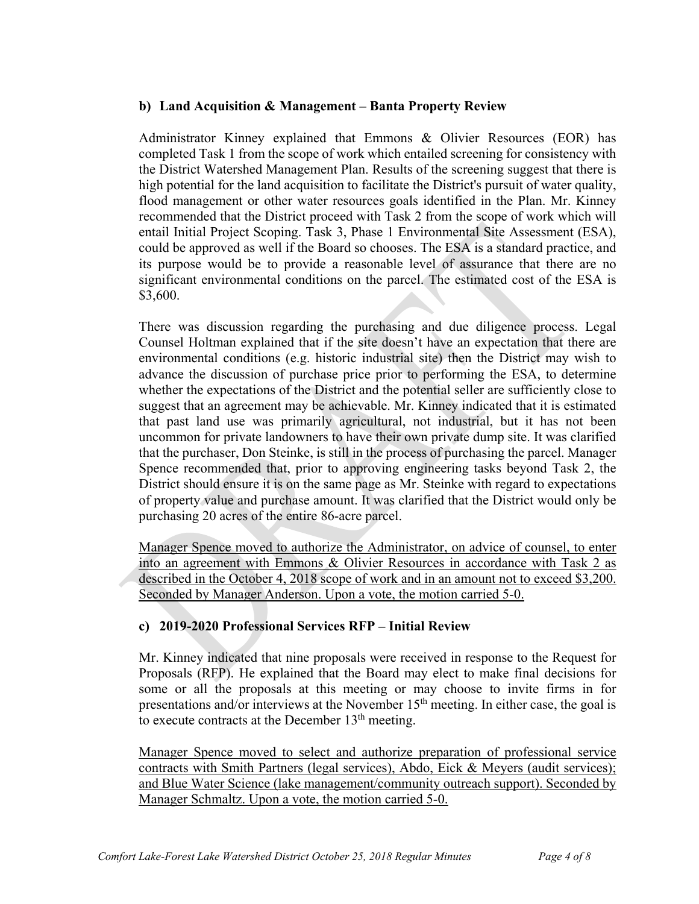### b) Land Acquisition & Management – Banta Property Review

Administrator Kinney explained that Emmons & Olivier Resources (EOR) has completed Task 1 from the scope of work which entailed screening for consistency with the District Watershed Management Plan. Results of the screening suggest that there is high potential for the land acquisition to facilitate the District's pursuit of water quality, flood management or other water resources goals identified in the Plan. Mr. Kinney recommended that the District proceed with Task 2 from the scope of work which will entail Initial Project Scoping. Task 3, Phase 1 Environmental Site Assessment (ESA), could be approved as well if the Board so chooses. The ESA is a standard practice, and its purpose would be to provide a reasonable level of assurance that there are no significant environmental conditions on the parcel. The estimated cost of the ESA is $3,600.

There was discussion regarding the purchasing and due diligence process. Legal Counsel Holtman explained that if the site doesn't have an expectation that there are environmental conditions (e.g. historic industrial site) then the District may wish to advance the discussion of purchase price prior to performing the ESA, to determine whether the expectations of the District and the potential seller are sufficiently close to suggest that an agreement may be achievable. Mr. Kinney indicated that it is estimated that past land use was primarily agricultural, not industrial, but it has not been uncommon for private landowners to have their own private dump site. It was clarified that the purchaser, Don Steinke, is still in the process of purchasing the parcel. Manager Spence recommended that, prior to approving engineering tasks beyond Task 2, the District should ensure it is on the same page as Mr. Steinke with regard to expectations of property value and purchase amount. It was clarified that the District would only be purchasing 20 acres of the entire 86-acre parcel.

<u>Manager Spence moved to authorize the Administrator, on advice of counsel, to enter into an agreement with Emmons & Olivier Resources in accordance with Task 2 as described in the October 4, 2018 scope of work and in an amount not to exceed $3,200. Seconded by Manager Anderson. Upon a vote, the motion carried 5-0.</u>

### c) 2019-2020 Professional Services RFP – Initial Review

Mr. Kinney indicated that nine proposals were received in response to the Request for Proposals (RFP). He explained that the Board may elect to make final decisions for some or all the proposals at this meeting or may choose to invite firms in for presentations and/or interviews at the November 15th meeting. In either case, the goal is to execute contracts at the December 13th meeting.

<u>Manager Spence moved to select and authorize preparation of professional service contracts with Smith Partners (legal services), Abdo, Eick & Meyers (audit services); and Blue Water Science (lake management/community outreach support). Seconded by Manager Schmaltz. Upon a vote, the motion carried 5-0.</u>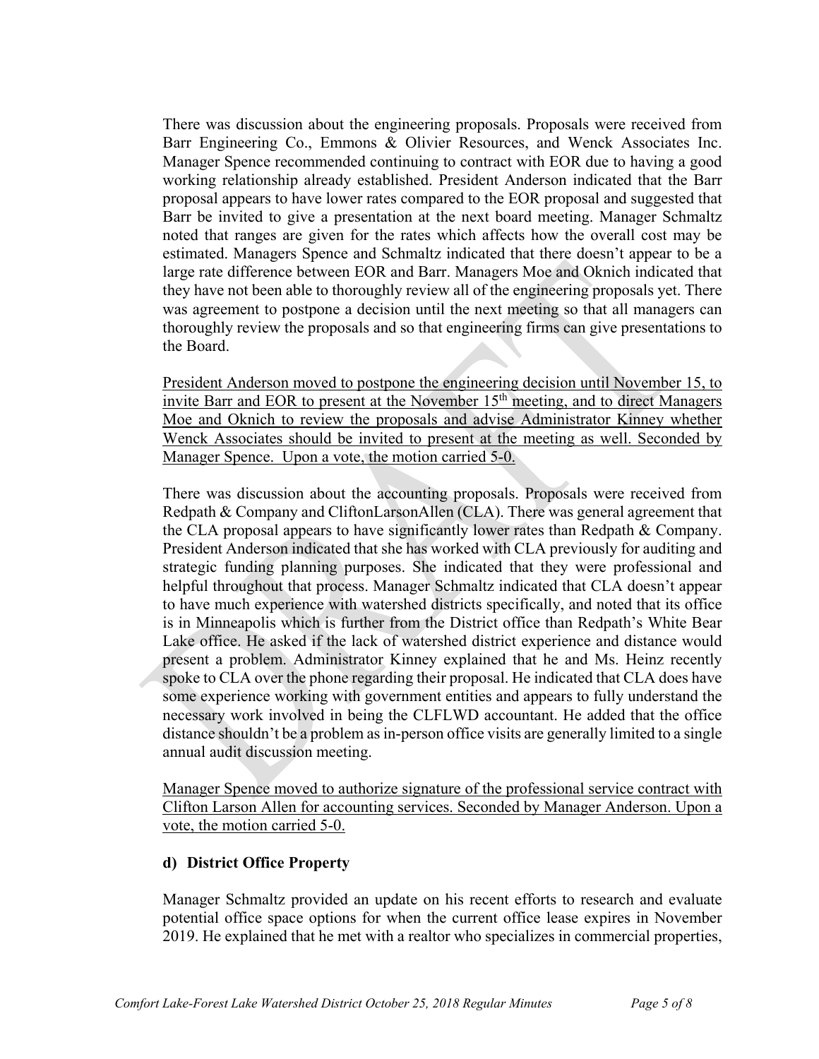There was discussion about the engineering proposals. Proposals were received from Barr Engineering Co., Emmons & Olivier Resources, and Wenck Associates Inc. Manager Spence recommended continuing to contract with EOR due to having a good working relationship already established. President Anderson indicated that the Barr proposal appears to have lower rates compared to the EOR proposal and suggested that Barr be invited to give a presentation at the next board meeting. Manager Schmaltz noted that ranges are given for the rates which affects how the overall cost may be estimated. Managers Spence and Schmaltz indicated that there doesn't appear to be a large rate difference between EOR and Barr. Managers Moe and Oknich indicated that they have not been able to thoroughly review all of the engineering proposals yet. There was agreement to postpone a decision until the next meeting so that all managers can thoroughly review the proposals and so that engineering firms can give presentations to the Board.

<u>President Anderson moved to postpone the engineering decision until November 15, to invite Barr and EOR to present at the November 15th meeting, and to direct Managers Moe and Oknich to review the proposals and advise Administrator Kinney whether Wenck Associates should be invited to present at the meeting as well. Seconded by Manager Spence. Upon a vote, the motion carried 5-0.</u>

There was discussion about the accounting proposals. Proposals were received from Redpath & Company and CliftonLarsonAllen (CLA). There was general agreement that the CLA proposal appears to have significantly lower rates than Redpath & Company. President Anderson indicated that she has worked with CLA previously for auditing and strategic funding planning purposes. She indicated that they were professional and helpful throughout that process. Manager Schmaltz indicated that CLA doesn't appear to have much experience with watershed districts specifically, and noted that its office is in Minneapolis which is further from the District office than Redpath's White Bear Lake office. He asked if the lack of watershed district experience and distance would present a problem. Administrator Kinney explained that he and Ms. Heinz recently spoke to CLA over the phone regarding their proposal. He indicated that CLA does have some experience working with government entities and appears to fully understand the necessary work involved in being the CLFLWD accountant. He added that the office distance shouldn't be a problem as in-person office visits are generally limited to a single annual audit discussion meeting.

<u>Manager Spence moved to authorize signature of the professional service contract with Clifton Larson Allen for accounting services. Seconded by Manager Anderson. Upon a vote, the motion carried 5-0.</u>

**d) District Office Property**

Manager Schmaltz provided an update on his recent efforts to research and evaluate potential office space options for when the current office lease expires in November 2019. He explained that he met with a realtor who specializes in commercial properties,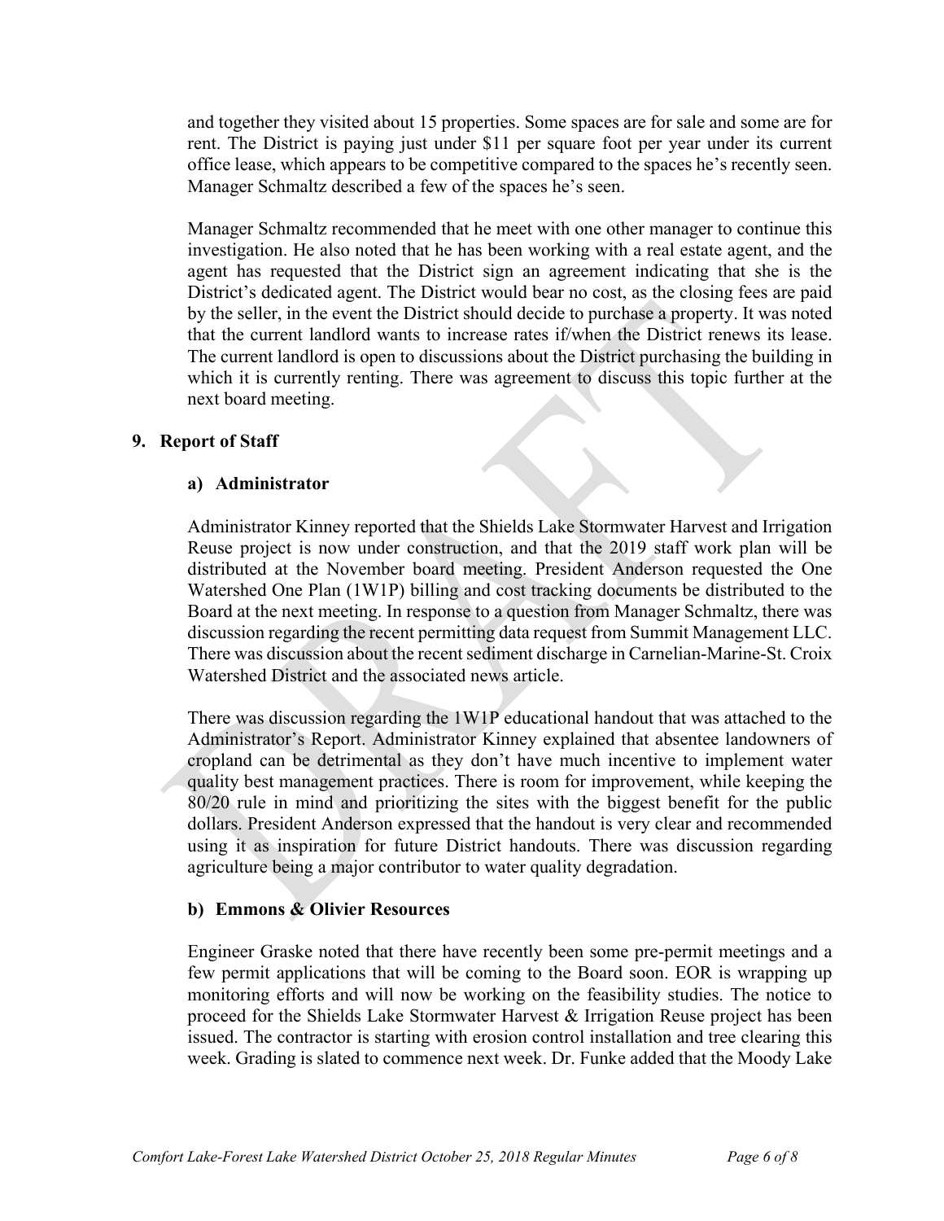and together they visited about 15 properties. Some spaces are for sale and some are for rent. The District is paying just under $11 per square foot per year under its current office lease, which appears to be competitive compared to the spaces he's recently seen. Manager Schmaltz described a few of the spaces he's seen.

Manager Schmaltz recommended that he meet with one other manager to continue this investigation. He also noted that he has been working with a real estate agent, and the agent has requested that the District sign an agreement indicating that she is the District's dedicated agent. The District would bear no cost, as the closing fees are paid by the seller, in the event the District should decide to purchase a property. It was noted that the current landlord wants to increase rates if/when the District renews its lease. The current landlord is open to discussions about the District purchasing the building in which it is currently renting. There was agreement to discuss this topic further at the next board meeting.

## 9. Report of Staff

### a) Administrator

Administrator Kinney reported that the Shields Lake Stormwater Harvest and Irrigation Reuse project is now under construction, and that the 2019 staff work plan will be distributed at the November board meeting. President Anderson requested the One Watershed One Plan (1W1P) billing and cost tracking documents be distributed to the Board at the next meeting. In response to a question from Manager Schmaltz, there was discussion regarding the recent permitting data request from Summit Management LLC. There was discussion about the recent sediment discharge in Carnelian-Marine-St. Croix Watershed District and the associated news article.

There was discussion regarding the 1W1P educational handout that was attached to the Administrator's Report. Administrator Kinney explained that absentee landowners of cropland can be detrimental as they don't have much incentive to implement water quality best management practices. There is room for improvement, while keeping the 80/20 rule in mind and prioritizing the sites with the biggest benefit for the public dollars. President Anderson expressed that the handout is very clear and recommended using it as inspiration for future District handouts. There was discussion regarding agriculture being a major contributor to water quality degradation.

### b) Emmons & Olivier Resources

Engineer Graske noted that there have recently been some pre-permit meetings and a few permit applications that will be coming to the Board soon. EOR is wrapping up monitoring efforts and will now be working on the feasibility studies. The notice to proceed for the Shields Lake Stormwater Harvest & Irrigation Reuse project has been issued. The contractor is starting with erosion control installation and tree clearing this week. Grading is slated to commence next week. Dr. Funke added that the Moody Lake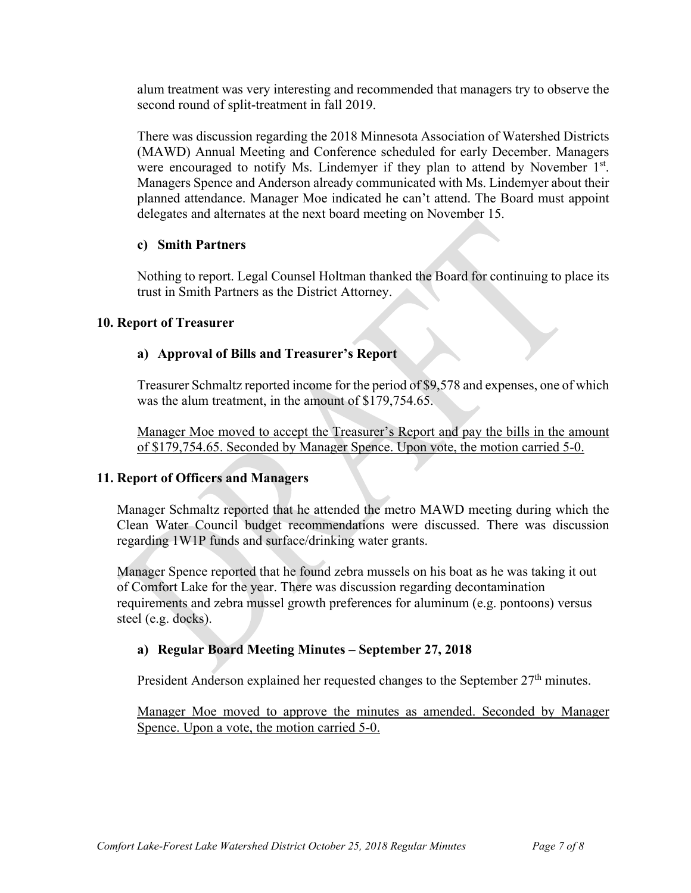alum treatment was very interesting and recommended that managers try to observe the second round of split-treatment in fall 2019.

There was discussion regarding the 2018 Minnesota Association of Watershed Districts (MAWD) Annual Meeting and Conference scheduled for early December. Managers were encouraged to notify Ms. Lindemyer if they plan to attend by November 1st. Managers Spence and Anderson already communicated with Ms. Lindemyer about their planned attendance. Manager Moe indicated he can't attend. The Board must appoint delegates and alternates at the next board meeting on November 15.

### c) Smith Partners

Nothing to report. Legal Counsel Holtman thanked the Board for continuing to place its trust in Smith Partners as the District Attorney.

## 10. Report of Treasurer

### a) Approval of Bills and Treasurer's Report

Treasurer Schmaltz reported income for the period of $9,578 and expenses, one of which was the alum treatment, in the amount of $179,754.65.

<u>Manager Moe moved to accept the Treasurer's Report and pay the bills in the amount of $179,754.65. Seconded by Manager Spence. Upon vote, the motion carried 5-0.</u>

## 11. Report of Officers and Managers

Manager Schmaltz reported that he attended the metro MAWD meeting during which the Clean Water Council budget recommendations were discussed. There was discussion regarding 1W1P funds and surface/drinking water grants.

Manager Spence reported that he found zebra mussels on his boat as he was taking it out of Comfort Lake for the year. There was discussion regarding decontamination requirements and zebra mussel growth preferences for aluminum (e.g. pontoons) versus steel (e.g. docks).

### a) Regular Board Meeting Minutes – September 27, 2018

President Anderson explained her requested changes to the September 27th minutes.

<u>Manager Moe moved to approve the minutes as amended. Seconded by Manager Spence. Upon a vote, the motion carried 5-0.</u>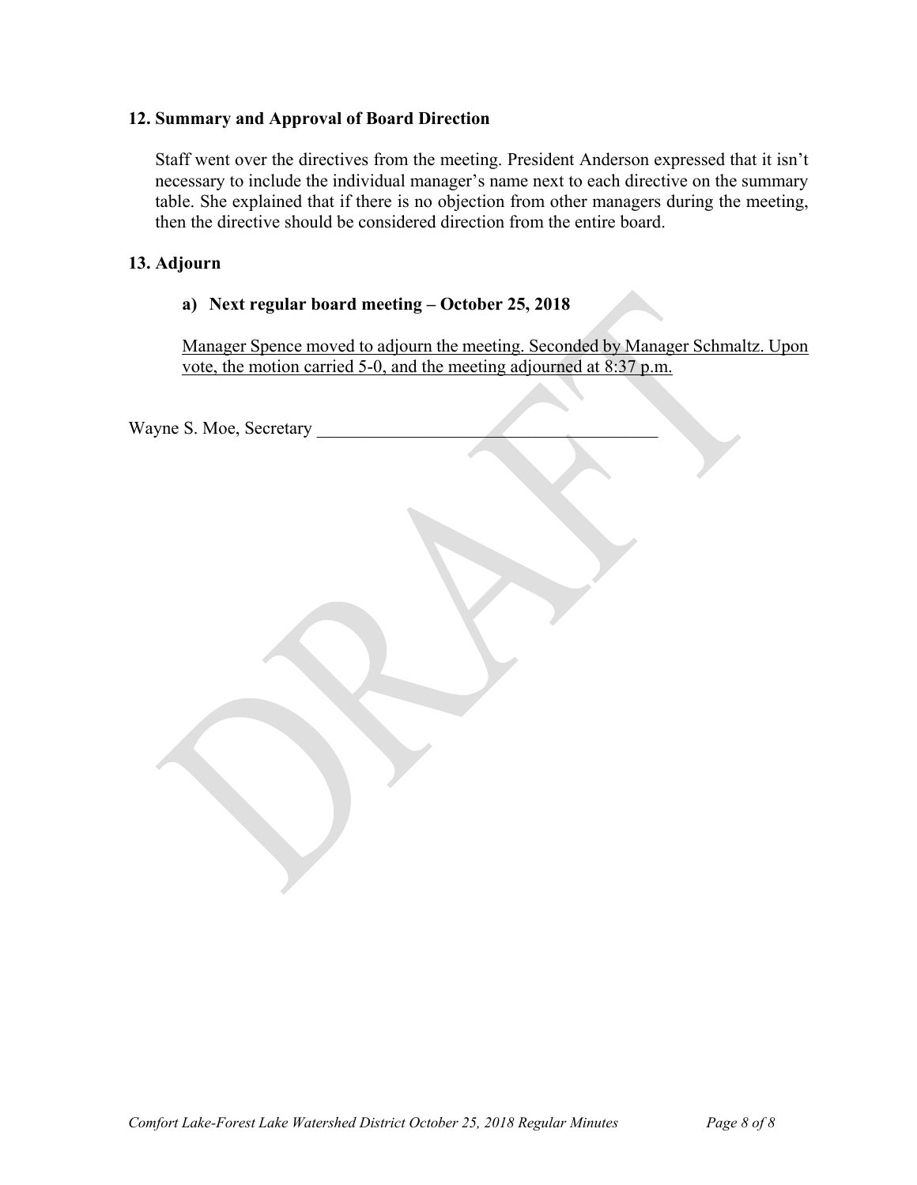## 12. Summary and Approval of Board Direction

Staff went over the directives from the meeting. President Anderson expressed that it isn't necessary to include the individual manager's name next to each directive on the summary table. She explained that if there is no objection from other managers during the meeting, then the directive should be considered direction from the entire board.

## 13. Adjourn

### a) Next regular board meeting – October 25, 2018

Manager Spence moved to adjourn the meeting. Seconded by Manager Schmaltz. Upon vote, the motion carried 5-0, and the meeting adjourned at 8:37 p.m.

Wayne S. Moe, Secretary ________________________________________